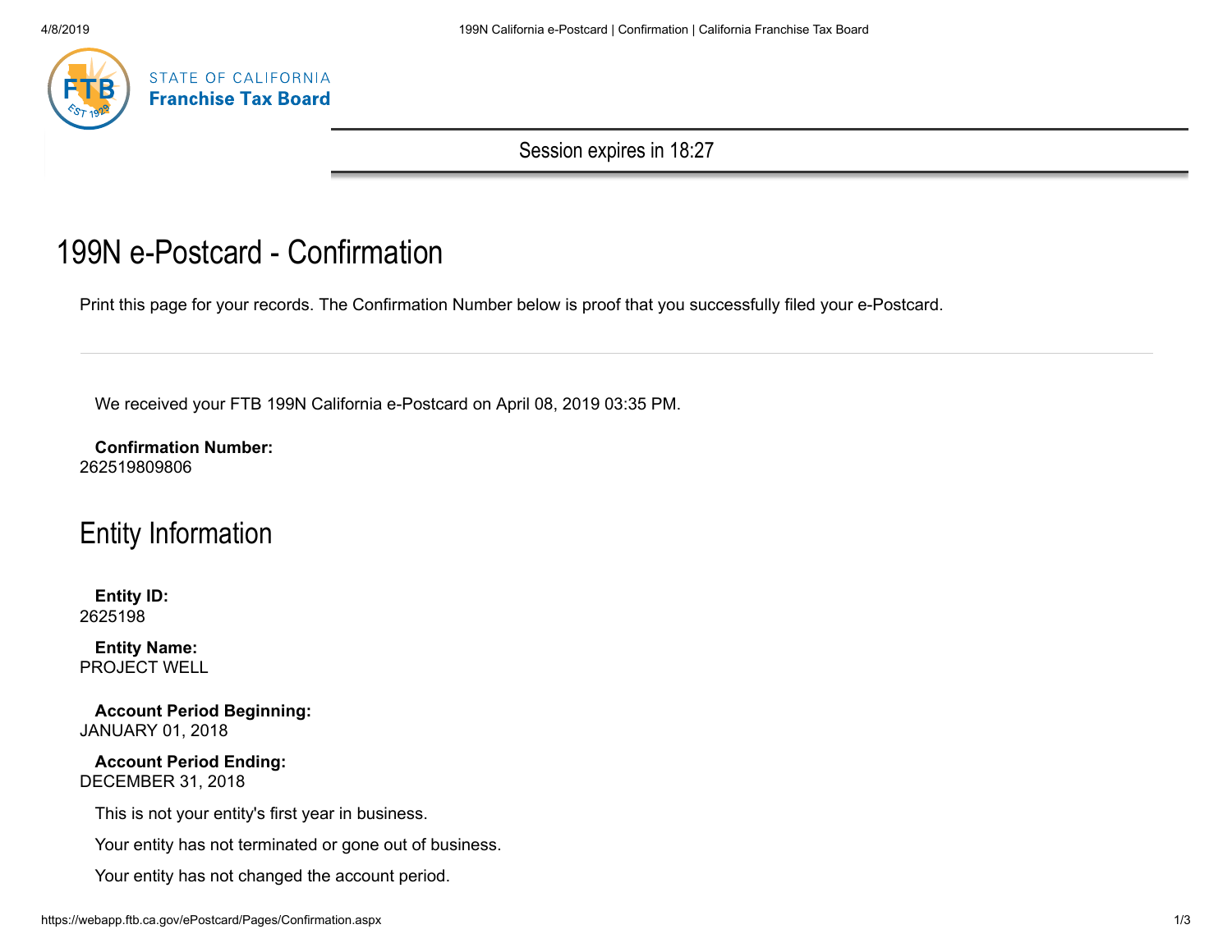STATE OF CALIFORNIA
**Franchise Tax Board**

Session expires in 18:27

# 199N e-Postcard - Confirmation

Print this page for your records. The Confirmation Number below is proof that you successfully filed your e-Postcard.

---

We received your FTB 199N California e-Postcard on April 08, 2019 03:35 PM.

**Confirmation Number:**
262519809806

## Entity Information

**Entity ID:**
2625198

**Entity Name:**
PROJECT WELL

**Account Period Beginning:**
JANUARY 01, 2018

**Account Period Ending:**
DECEMBER 31, 2018

This is not your entity's first year in business.

Your entity has not terminated or gone out of business.

Your entity has not changed the account period.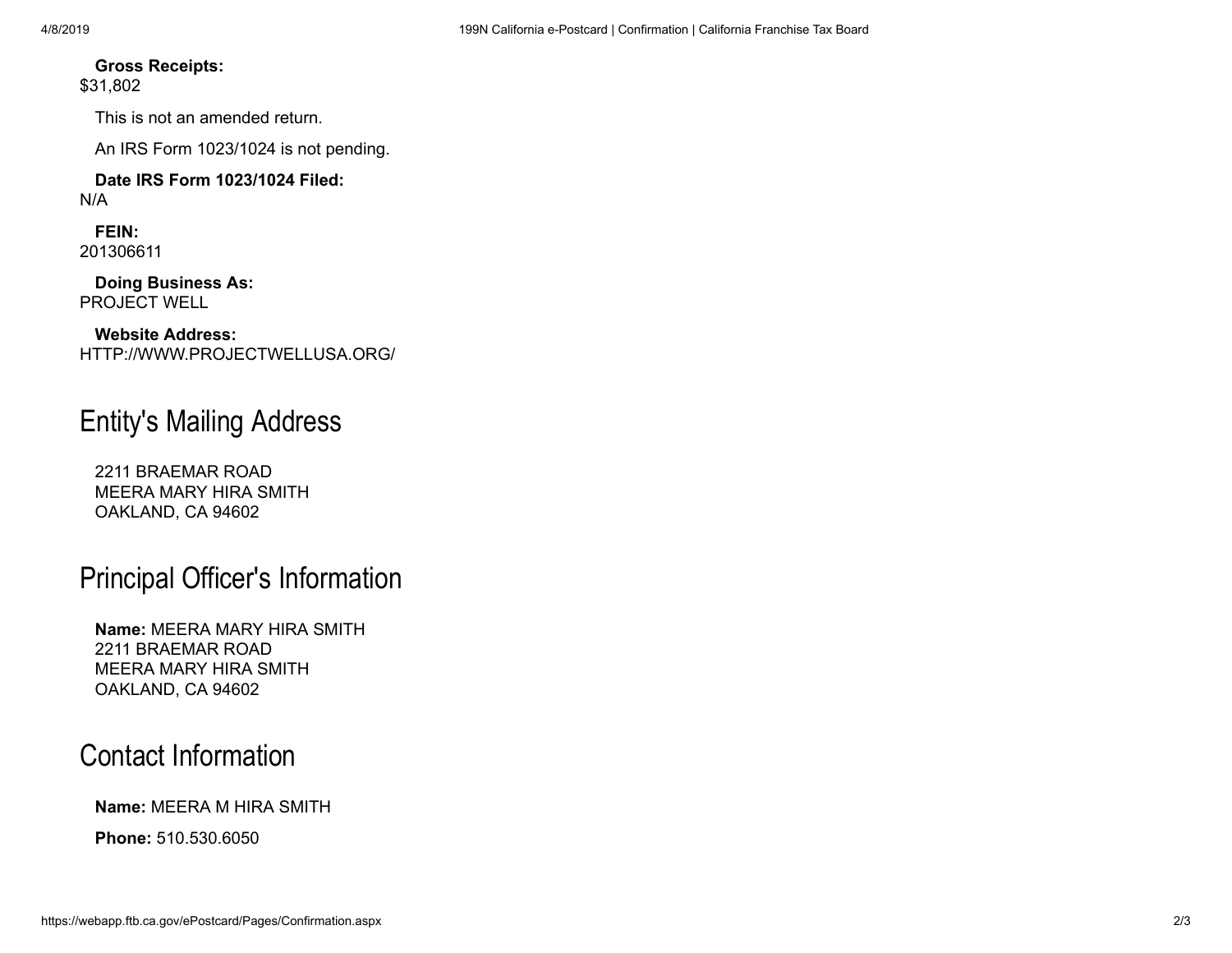**Gross Receipts:**
$31,802

This is not an amended return.

An IRS Form 1023/1024 is not pending.

**Date IRS Form 1023/1024 Filed:**
N/A

**FEIN:**
201306611

**Doing Business As:**
PROJECT WELL

**Website Address:**
HTTP://WWW.PROJECTWELLUSA.ORG/

## Entity's Mailing Address

2211 BRAEMAR ROAD
MEERA MARY HIRA SMITH
OAKLAND, CA 94602

## Principal Officer's Information

**Name:** MEERA MARY HIRA SMITH
2211 BRAEMAR ROAD
MEERA MARY HIRA SMITH
OAKLAND, CA 94602

## Contact Information

**Name:** MEERA M HIRA SMITH

**Phone:** 510.530.6050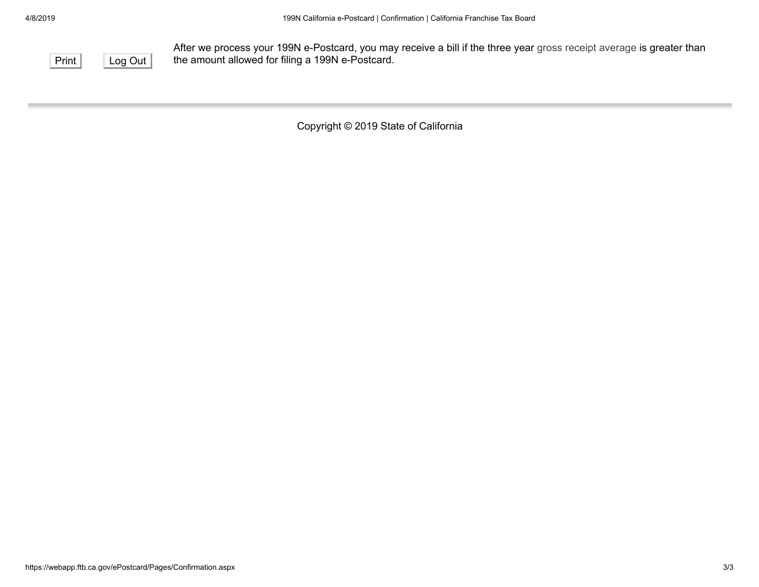Print Log Out

After we process your 199N e-Postcard, you may receive a bill if the three year gross receipt average is greater than the amount allowed for filing a 199N e-Postcard.

---

Copyright © 2019 State of California